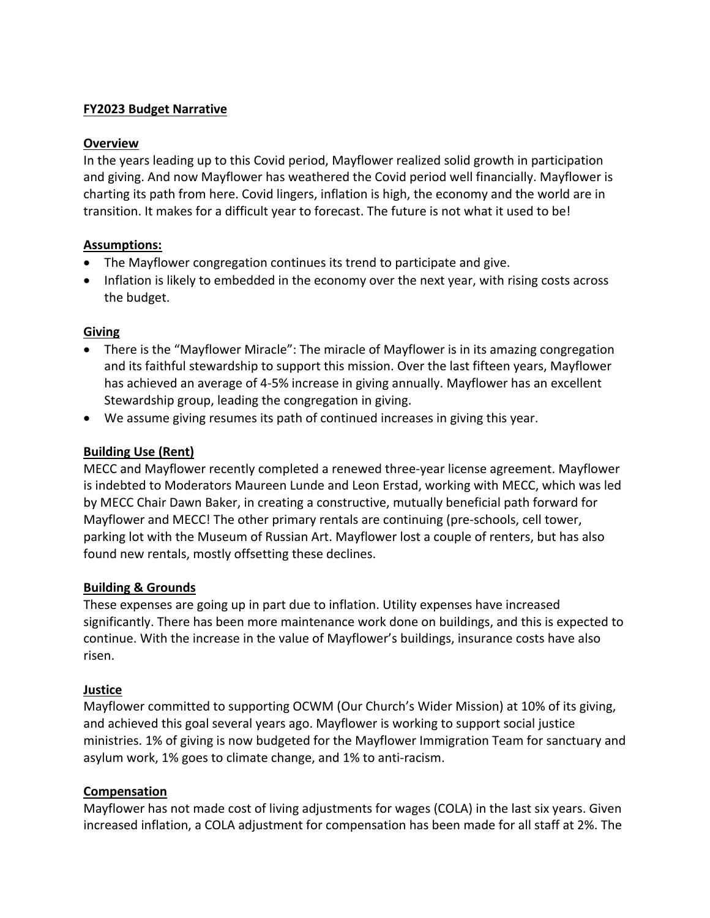**FY2023 Budget Narrative**

**Overview**

In the years leading up to this Covid period, Mayflower realized solid growth in participation and giving. And now Mayflower has weathered the Covid period well financially. Mayflower is charting its path from here. Covid lingers, inflation is high, the economy and the world are in transition. It makes for a difficult year to forecast. The future is not what it used to be!

**Assumptions:**

- The Mayflower congregation continues its trend to participate and give.
- Inflation is likely to embedded in the economy over the next year, with rising costs across the budget.

**Giving**

- There is the "Mayflower Miracle": The miracle of Mayflower is in its amazing congregation and its faithful stewardship to support this mission. Over the last fifteen years, Mayflower has achieved an average of 4-5% increase in giving annually. Mayflower has an excellent Stewardship group, leading the congregation in giving.
- We assume giving resumes its path of continued increases in giving this year.

**Building Use (Rent)**

MECC and Mayflower recently completed a renewed three-year license agreement. Mayflower is indebted to Moderators Maureen Lunde and Leon Erstad, working with MECC, which was led by MECC Chair Dawn Baker, in creating a constructive, mutually beneficial path forward for Mayflower and MECC! The other primary rentals are continuing (pre-schools, cell tower, parking lot with the Museum of Russian Art. Mayflower lost a couple of renters, but has also found new rentals, mostly offsetting these declines.

**Building & Grounds**

These expenses are going up in part due to inflation. Utility expenses have increased significantly. There has been more maintenance work done on buildings, and this is expected to continue. With the increase in the value of Mayflower's buildings, insurance costs have also risen.

**Justice**

Mayflower committed to supporting OCWM (Our Church's Wider Mission) at 10% of its giving, and achieved this goal several years ago. Mayflower is working to support social justice ministries. 1% of giving is now budgeted for the Mayflower Immigration Team for sanctuary and asylum work, 1% goes to climate change, and 1% to anti-racism.

**Compensation**

Mayflower has not made cost of living adjustments for wages (COLA) in the last six years. Given increased inflation, a COLA adjustment for compensation has been made for all staff at 2%. The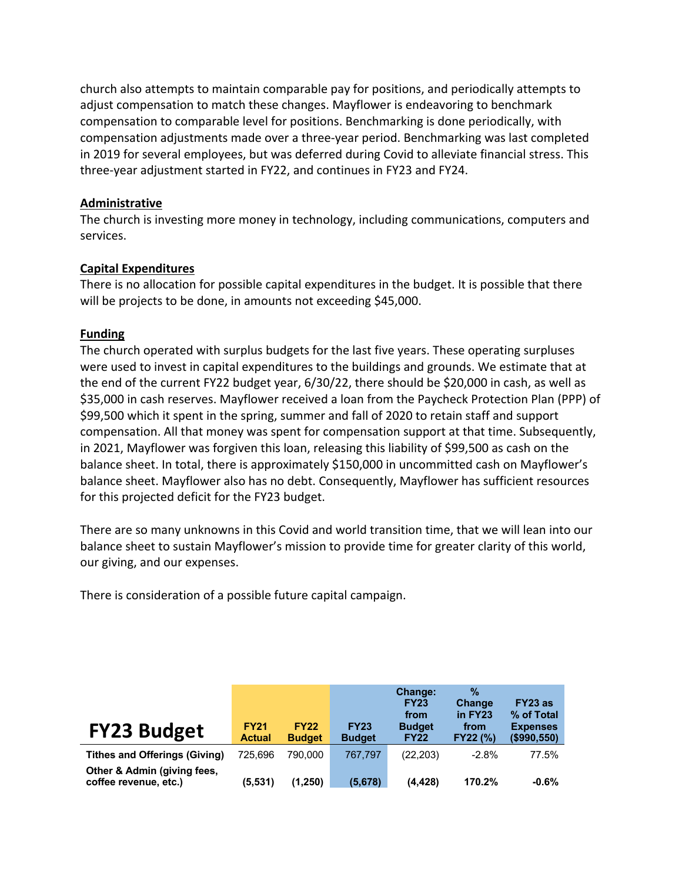church also attempts to maintain comparable pay for positions, and periodically attempts to adjust compensation to match these changes. Mayflower is endeavoring to benchmark compensation to comparable level for positions. Benchmarking is done periodically, with compensation adjustments made over a three-year period. Benchmarking was last completed in 2019 for several employees, but was deferred during Covid to alleviate financial stress. This three-year adjustment started in FY22, and continues in FY23 and FY24.

**Administrative**

The church is investing more money in technology, including communications, computers and services.

**Capital Expenditures**

There is no allocation for possible capital expenditures in the budget. It is possible that there will be projects to be done, in amounts not exceeding $45,000.

**Funding**

The church operated with surplus budgets for the last five years. These operating surpluses were used to invest in capital expenditures to the buildings and grounds. We estimate that at the end of the current FY22 budget year, 6/30/22, there should be $20,000 in cash, as well as $35,000 in cash reserves. Mayflower received a loan from the Paycheck Protection Plan (PPP) of $99,500 which it spent in the spring, summer and fall of 2020 to retain staff and support compensation. All that money was spent for compensation support at that time. Subsequently, in 2021, Mayflower was forgiven this loan, releasing this liability of $99,500 as cash on the balance sheet. In total, there is approximately $150,000 in uncommitted cash on Mayflower's balance sheet. Mayflower also has no debt. Consequently, Mayflower has sufficient resources for this projected deficit for the FY23 budget.

There are so many unknowns in this Covid and world transition time, that we will lean into our balance sheet to sustain Mayflower's mission to provide time for greater clarity of this world, our giving, and our expenses.

There is consideration of a possible future capital campaign.

| FY23 Budget | FY21 Actual | FY22 Budget | FY23 Budget | Change: FY23 from Budget FY22 | % Change in FY23 from FY22 (%) | FY23 as % of Total Expenses ($990,550) |
|---|---|---|---|---|---|---|
| **Tithes and Offerings (Giving)** | 725,696 | 790,000 | 767,797 | (22,203) | -2.8% | 77.5% |
| **Other & Admin (giving fees, coffee revenue, etc.)** | **(5,531)** | **(1,250)** | **(5,678)** | **(4,428)** | **170.2%** | **-0.6%** |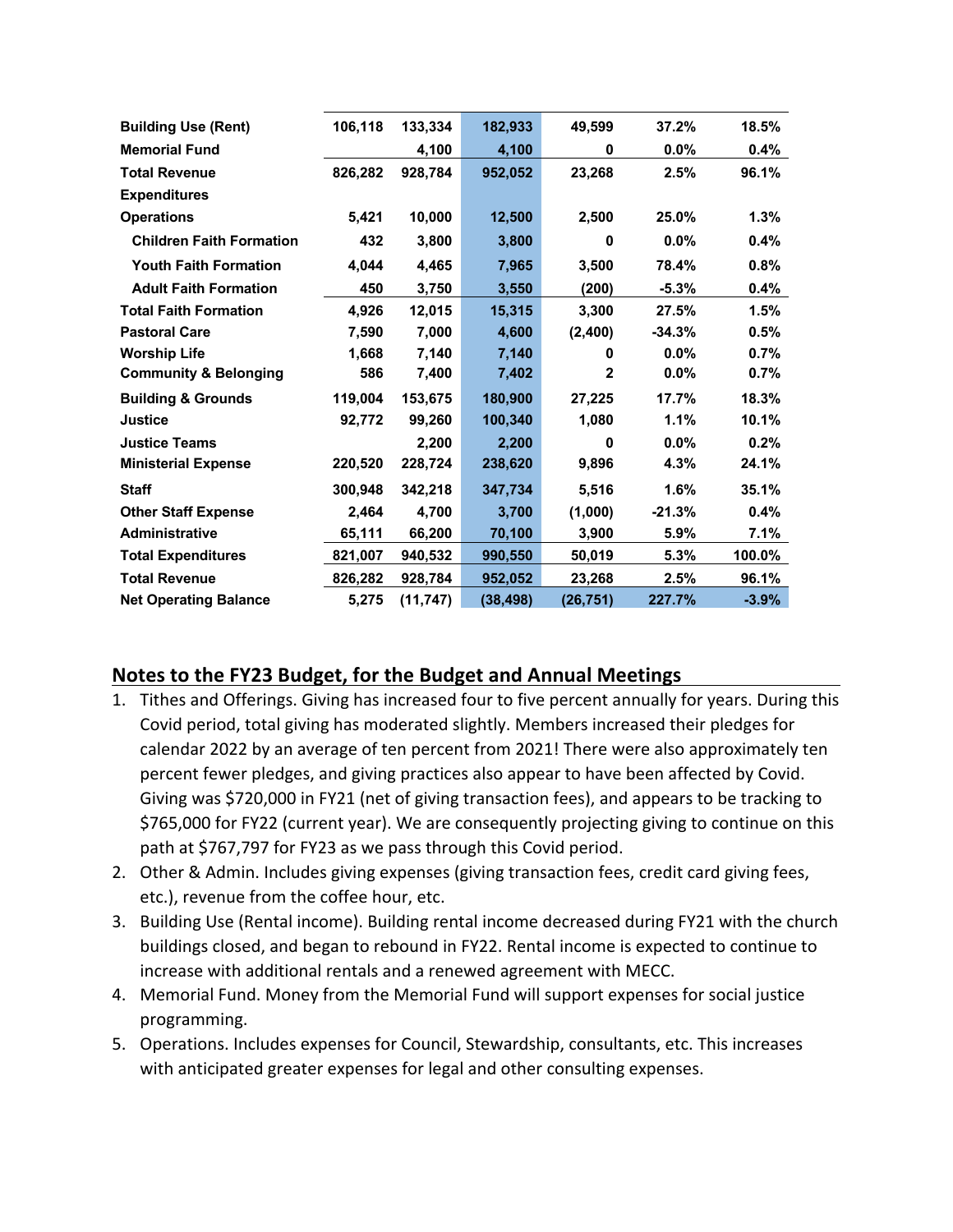| | | | | | | |
|---|---|---|---|---|---|---|
| **Building Use (Rent)** | **106,118** | **133,334** | **182,933** | **49,599** | **37.2%** | **18.5%** |
| **Memorial Fund** | | **4,100** | **4,100** | **0** | **0.0%** | **0.4%** |
| **Total Revenue** | **826,282** | **928,784** | **952,052** | **23,268** | **2.5%** | **96.1%** |
| **Expenditures** | | | | | | |
| **Operations** | **5,421** | **10,000** | **12,500** | **2,500** | **25.0%** | **1.3%** |
| **Children Faith Formation** | **432** | **3,800** | **3,800** | **0** | **0.0%** | **0.4%** |
| **Youth Faith Formation** | **4,044** | **4,465** | **7,965** | **3,500** | **78.4%** | **0.8%** |
| **Adult Faith Formation** | **450** | **3,750** | **3,550** | **(200)** | **-5.3%** | **0.4%** |
| **Total Faith Formation** | **4,926** | **12,015** | **15,315** | **3,300** | **27.5%** | **1.5%** |
| **Pastoral Care** | **7,590** | **7,000** | **4,600** | **(2,400)** | **-34.3%** | **0.5%** |
| **Worship Life** | **1,668** | **7,140** | **7,140** | **0** | **0.0%** | **0.7%** |
| **Community & Belonging** | **586** | **7,400** | **7,402** | **2** | **0.0%** | **0.7%** |
| **Building & Grounds** | **119,004** | **153,675** | **180,900** | **27,225** | **17.7%** | **18.3%** |
| **Justice** | **92,772** | **99,260** | **100,340** | **1,080** | **1.1%** | **10.1%** |
| **Justice Teams** | | **2,200** | **2,200** | **0** | **0.0%** | **0.2%** |
| **Ministerial Expense** | **220,520** | **228,724** | **238,620** | **9,896** | **4.3%** | **24.1%** |
| **Staff** | **300,948** | **342,218** | **347,734** | **5,516** | **1.6%** | **35.1%** |
| **Other Staff Expense** | **2,464** | **4,700** | **3,700** | **(1,000)** | **-21.3%** | **0.4%** |
| **Administrative** | **65,111** | **66,200** | **70,100** | **3,900** | **5.9%** | **7.1%** |
| **Total Expenditures** | **821,007** | **940,532** | **990,550** | **50,019** | **5.3%** | **100.0%** |
| **Total Revenue** | **826,282** | **928,784** | **952,052** | **23,268** | **2.5%** | **96.1%** |
| **Net Operating Balance** | **5,275** | **(11,747)** | **(38,498)** | **(26,751)** | **227.7%** | **-3.9%** |

## Notes to the FY23 Budget, for the Budget and Annual Meetings

1. Tithes and Offerings. Giving has increased four to five percent annually for years. During this Covid period, total giving has moderated slightly. Members increased their pledges for calendar 2022 by an average of ten percent from 2021! There were also approximately ten percent fewer pledges, and giving practices also appear to have been affected by Covid. Giving was $720,000 in FY21 (net of giving transaction fees), and appears to be tracking to $765,000 for FY22 (current year). We are consequently projecting giving to continue on this path at $767,797 for FY23 as we pass through this Covid period.
2. Other & Admin. Includes giving expenses (giving transaction fees, credit card giving fees, etc.), revenue from the coffee hour, etc.
3. Building Use (Rental income). Building rental income decreased during FY21 with the church buildings closed, and began to rebound in FY22. Rental income is expected to continue to increase with additional rentals and a renewed agreement with MECC.
4. Memorial Fund. Money from the Memorial Fund will support expenses for social justice programming.
5. Operations. Includes expenses for Council, Stewardship, consultants, etc. This increases with anticipated greater expenses for legal and other consulting expenses.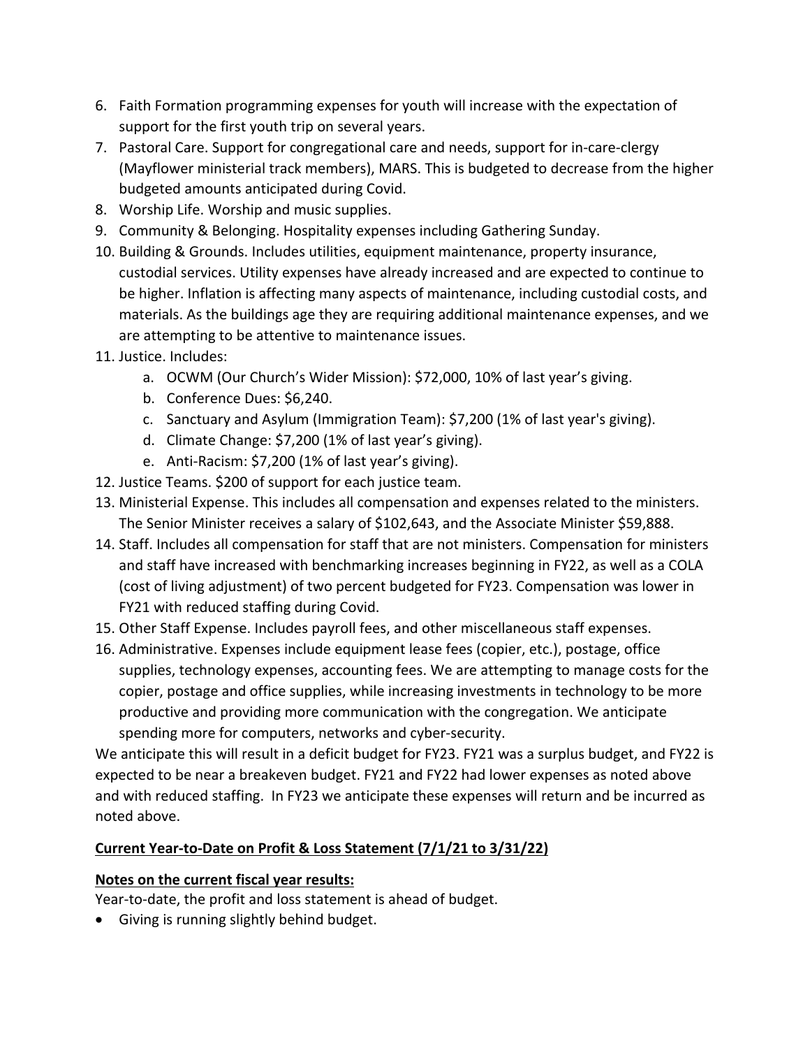6. Faith Formation programming expenses for youth will increase with the expectation of support for the first youth trip on several years.
7. Pastoral Care. Support for congregational care and needs, support for in-care-clergy (Mayflower ministerial track members), MARS. This is budgeted to decrease from the higher budgeted amounts anticipated during Covid.
8. Worship Life. Worship and music supplies.
9. Community & Belonging. Hospitality expenses including Gathering Sunday.
10. Building & Grounds. Includes utilities, equipment maintenance, property insurance, custodial services. Utility expenses have already increased and are expected to continue to be higher. Inflation is affecting many aspects of maintenance, including custodial costs, and materials. As the buildings age they are requiring additional maintenance expenses, and we are attempting to be attentive to maintenance issues.
11. Justice. Includes:
    a. OCWM (Our Church's Wider Mission): $72,000, 10% of last year's giving.
    b. Conference Dues: $6,240.
    c. Sanctuary and Asylum (Immigration Team): $7,200 (1% of last year's giving).
    d. Climate Change: $7,200 (1% of last year's giving).
    e. Anti-Racism: $7,200 (1% of last year's giving).
12. Justice Teams. $200 of support for each justice team.
13. Ministerial Expense. This includes all compensation and expenses related to the ministers. The Senior Minister receives a salary of $102,643, and the Associate Minister $59,888.
14. Staff. Includes all compensation for staff that are not ministers. Compensation for ministers and staff have increased with benchmarking increases beginning in FY22, as well as a COLA (cost of living adjustment) of two percent budgeted for FY23. Compensation was lower in FY21 with reduced staffing during Covid.
15. Other Staff Expense. Includes payroll fees, and other miscellaneous staff expenses.
16. Administrative. Expenses include equipment lease fees (copier, etc.), postage, office supplies, technology expenses, accounting fees. We are attempting to manage costs for the copier, postage and office supplies, while increasing investments in technology to be more productive and providing more communication with the congregation. We anticipate spending more for computers, networks and cyber-security.

We anticipate this will result in a deficit budget for FY23. FY21 was a surplus budget, and FY22 is expected to be near a breakeven budget. FY21 and FY22 had lower expenses as noted above and with reduced staffing. In FY23 we anticipate these expenses will return and be incurred as noted above.

**Current Year-to-Date on Profit & Loss Statement (7/1/21 to 3/31/22)**

**Notes on the current fiscal year results:**

Year-to-date, the profit and loss statement is ahead of budget.

- Giving is running slightly behind budget.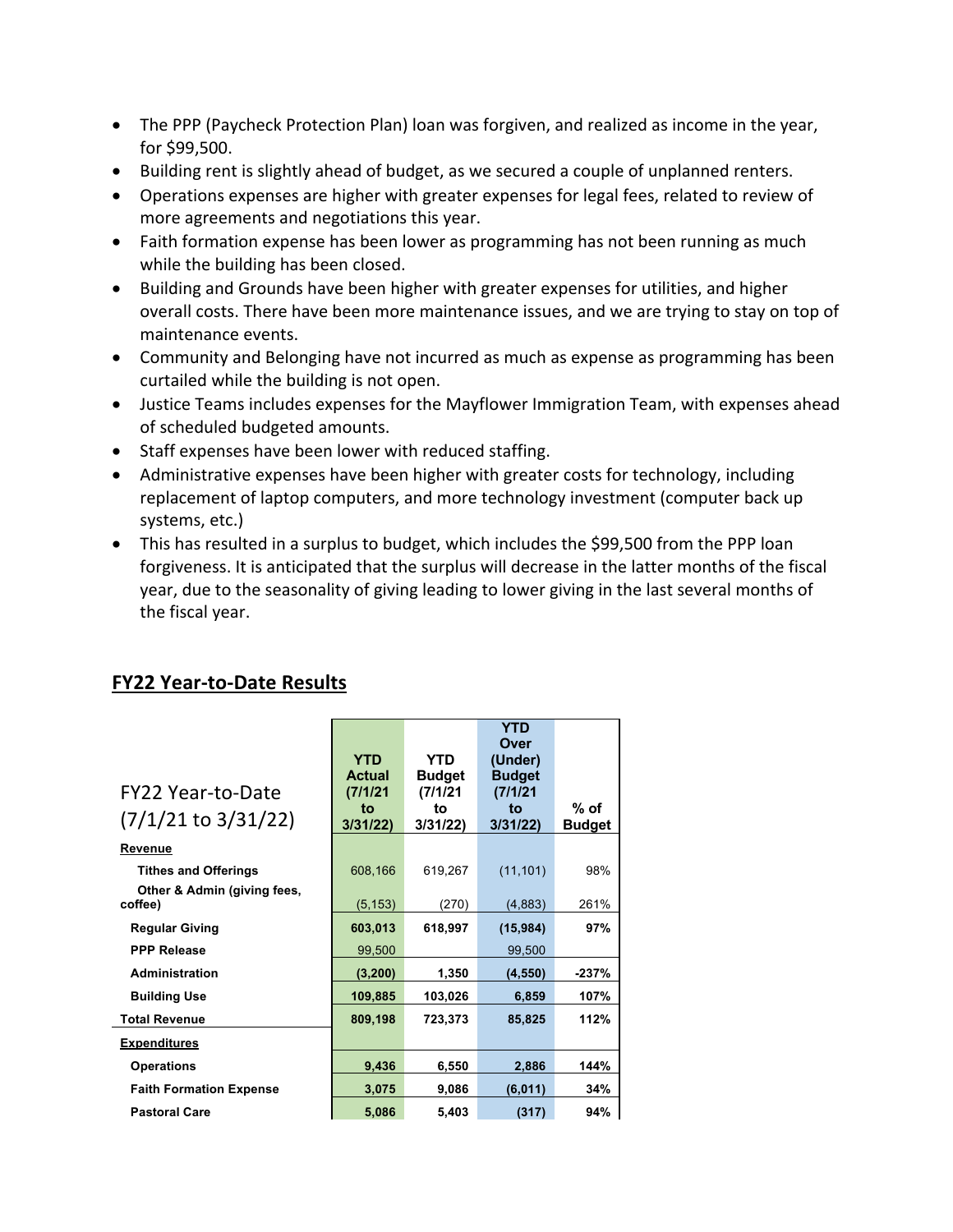- The PPP (Paycheck Protection Plan) loan was forgiven, and realized as income in the year, for $99,500.
- Building rent is slightly ahead of budget, as we secured a couple of unplanned renters.
- Operations expenses are higher with greater expenses for legal fees, related to review of more agreements and negotiations this year.
- Faith formation expense has been lower as programming has not been running as much while the building has been closed.
- Building and Grounds have been higher with greater expenses for utilities, and higher overall costs. There have been more maintenance issues, and we are trying to stay on top of maintenance events.
- Community and Belonging have not incurred as much as expense as programming has been curtailed while the building is not open.
- Justice Teams includes expenses for the Mayflower Immigration Team, with expenses ahead of scheduled budgeted amounts.
- Staff expenses have been lower with reduced staffing.
- Administrative expenses have been higher with greater costs for technology, including replacement of laptop computers, and more technology investment (computer back up systems, etc.)
- This has resulted in a surplus to budget, which includes the $99,500 from the PPP loan forgiveness. It is anticipated that the surplus will decrease in the latter months of the fiscal year, due to the seasonality of giving leading to lower giving in the last several months of the fiscal year.

## FY22 Year-to-Date Results

| FY22 Year-to-Date (7/1/21 to 3/31/22) | YTD Actual (7/1/21 to 3/31/22) | YTD Budget (7/1/21 to 3/31/22) | YTD Over (Under) Budget (7/1/21 to 3/31/22) | % of Budget |
|---|---|---|---|---|
| **Revenue** | | | | |
| Tithes and Offerings | 608,166 | 619,267 | (11,101) | 98% |
| Other & Admin (giving fees, coffee) | (5,153) | (270) | (4,883) | 261% |
| **Regular Giving** | **603,013** | **618,997** | **(15,984)** | **97%** |
| **PPP Release** | 99,500 | | 99,500 | |
| **Administration** | **(3,200)** | **1,350** | **(4,550)** | **-237%** |
| **Building Use** | **109,885** | **103,026** | **6,859** | **107%** |
| **Total Revenue** | **809,198** | **723,373** | **85,825** | **112%** |
| **Expenditures** | | | | |
| **Operations** | **9,436** | **6,550** | **2,886** | **144%** |
| **Faith Formation Expense** | **3,075** | **9,086** | **(6,011)** | **34%** |
| **Pastoral Care** | **5,086** | **5,403** | **(317)** | **94%** |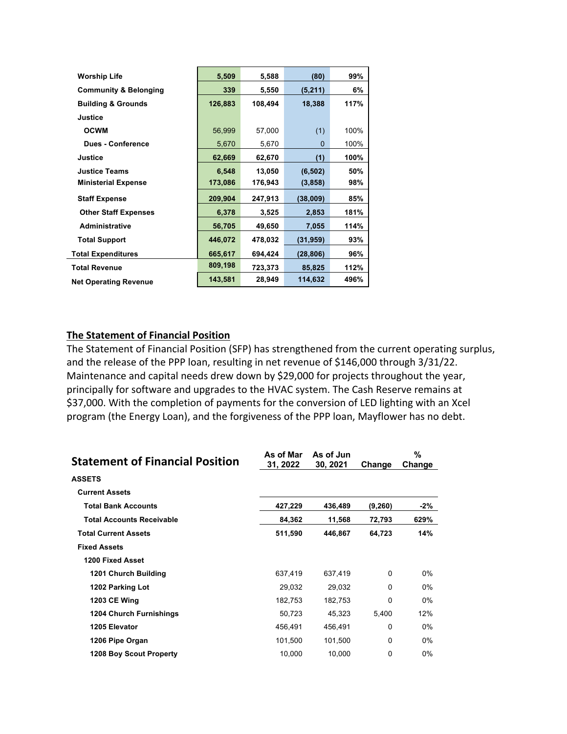| | | | | |
|---|---|---|---|---|
| **Worship Life** | **5,509** | **5,588** | **(80)** | **99%** |
| **Community & Belonging** | **339** | **5,550** | **(5,211)** | **6%** |
| **Building & Grounds** | **126,883** | **108,494** | **18,388** | **117%** |
| **Justice** | | | | |
| **OCWM** | 56,999 | 57,000 | (1) | 100% |
| **Dues - Conference** | 5,670 | 5,670 | 0 | 100% |
| **Justice** | **62,669** | **62,670** | **(1)** | **100%** |
| **Justice Teams** | **6,548** | **13,050** | **(6,502)** | **50%** |
| **Ministerial Expense** | **173,086** | **176,943** | **(3,858)** | **98%** |
| **Staff Expense** | **209,904** | **247,913** | **(38,009)** | **85%** |
| **Other Staff Expenses** | **6,378** | **3,525** | **2,853** | **181%** |
| **Administrative** | **56,705** | **49,650** | **7,055** | **114%** |
| **Total Support** | **446,072** | **478,032** | **(31,959)** | **93%** |
| **Total Expenditures** | **665,617** | **694,424** | **(28,806)** | **96%** |
| **Total Revenue** | **809,198** | **723,373** | **85,825** | **112%** |
| **Net Operating Revenue** | **143,581** | **28,949** | **114,632** | **496%** |

## The Statement of Financial Position

The Statement of Financial Position (SFP) has strengthened from the current operating surplus, and the release of the PPP loan, resulting in net revenue of $146,000 through 3/31/22. Maintenance and capital needs drew down by $29,000 for projects throughout the year, principally for software and upgrades to the HVAC system. The Cash Reserve remains at $37,000. With the completion of payments for the conversion of LED lighting with an Xcel program (the Energy Loan), and the forgiveness of the PPP loan, Mayflower has no debt.

| **Statement of Financial Position** | **As of Mar 31, 2022** | **As of Jun 30, 2021** | **Change** | **% Change** |
|---|---|---|---|---|
| **ASSETS** | | | | |
| **Current Assets** | | | | |
| **Total Bank Accounts** | **427,229** | **436,489** | **(9,260)** | **-2%** |
| **Total Accounts Receivable** | **84,362** | **11,568** | **72,793** | **629%** |
| **Total Current Assets** | **511,590** | **446,867** | **64,723** | **14%** |
| **Fixed Assets** | | | | |
| **1200 Fixed Asset** | | | | |
| **1201 Church Building** | 637,419 | 637,419 | 0 | 0% |
| **1202 Parking Lot** | 29,032 | 29,032 | 0 | 0% |
| **1203 CE Wing** | 182,753 | 182,753 | 0 | 0% |
| **1204 Church Furnishings** | 50,723 | 45,323 | 5,400 | 12% |
| **1205 Elevator** | 456,491 | 456,491 | 0 | 0% |
| **1206 Pipe Organ** | 101,500 | 101,500 | 0 | 0% |
| **1208 Boy Scout Property** | 10,000 | 10,000 | 0 | 0% |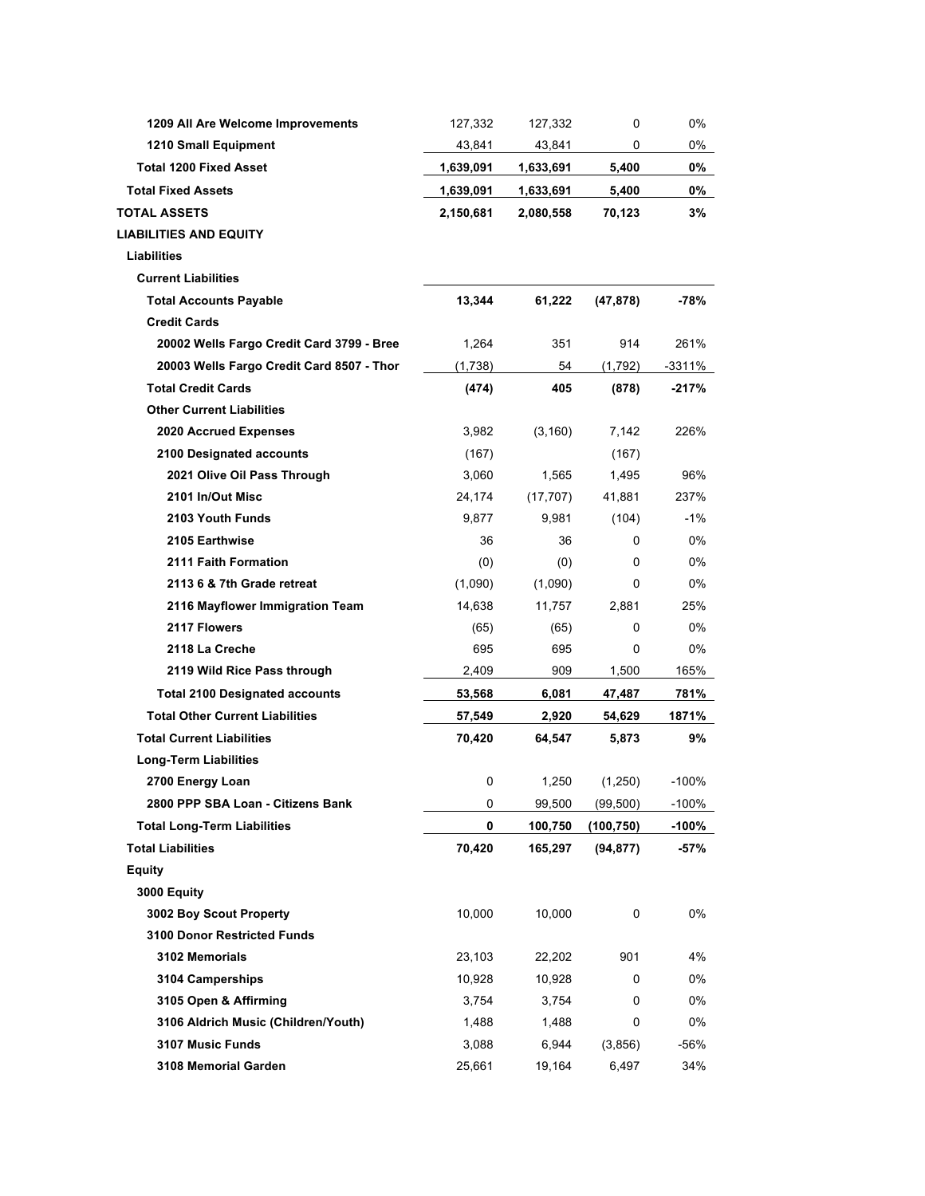| | | | | |
|---|---|---|---|---|
| **1209 All Are Welcome Improvements** | 127,332 | 127,332 | 0 | 0% |
| **1210 Small Equipment** | 43,841 | 43,841 | 0 | 0% |
| **Total 1200 Fixed Asset** | **1,639,091** | **1,633,691** | **5,400** | **0%** |
| **Total Fixed Assets** | **1,639,091** | **1,633,691** | **5,400** | **0%** |
| **TOTAL ASSETS** | **2,150,681** | **2,080,558** | **70,123** | **3%** |
| **LIABILITIES AND EQUITY** | | | | |
| **Liabilities** | | | | |
| **Current Liabilities** | | | | |
| **Total Accounts Payable** | **13,344** | **61,222** | **(47,878)** | **-78%** |
| **Credit Cards** | | | | |
| **20002 Wells Fargo Credit Card 3799 - Bree** | 1,264 | 351 | 914 | 261% |
| **20003 Wells Fargo Credit Card 8507 - Thor** | (1,738) | 54 | (1,792) | -3311% |
| **Total Credit Cards** | **(474)** | **405** | **(878)** | **-217%** |
| **Other Current Liabilities** | | | | |
| **2020 Accrued Expenses** | 3,982 | (3,160) | 7,142 | 226% |
| **2100 Designated accounts** | (167) | | (167) | |
| **2021 Olive Oil Pass Through** | 3,060 | 1,565 | 1,495 | 96% |
| **2101 In/Out Misc** | 24,174 | (17,707) | 41,881 | 237% |
| **2103 Youth Funds** | 9,877 | 9,981 | (104) | -1% |
| **2105 Earthwise** | 36 | 36 | 0 | 0% |
| **2111 Faith Formation** | (0) | (0) | 0 | 0% |
| **2113 6 & 7th Grade retreat** | (1,090) | (1,090) | 0 | 0% |
| **2116 Mayflower Immigration Team** | 14,638 | 11,757 | 2,881 | 25% |
| **2117 Flowers** | (65) | (65) | 0 | 0% |
| **2118 La Creche** | 695 | 695 | 0 | 0% |
| **2119 Wild Rice Pass through** | 2,409 | 909 | 1,500 | 165% |
| **Total 2100 Designated accounts** | **53,568** | **6,081** | **47,487** | **781%** |
| **Total Other Current Liabilities** | **57,549** | **2,920** | **54,629** | **1871%** |
| **Total Current Liabilities** | **70,420** | **64,547** | **5,873** | **9%** |
| **Long-Term Liabilities** | | | | |
| **2700 Energy Loan** | 0 | 1,250 | (1,250) | -100% |
| **2800 PPP SBA Loan - Citizens Bank** | 0 | 99,500 | (99,500) | -100% |
| **Total Long-Term Liabilities** | **0** | **100,750** | **(100,750)** | **-100%** |
| **Total Liabilities** | **70,420** | **165,297** | **(94,877)** | **-57%** |
| **Equity** | | | | |
| **3000 Equity** | | | | |
| **3002 Boy Scout Property** | 10,000 | 10,000 | 0 | 0% |
| **3100 Donor Restricted Funds** | | | | |
| **3102 Memorials** | 23,103 | 22,202 | 901 | 4% |
| **3104 Camperships** | 10,928 | 10,928 | 0 | 0% |
| **3105 Open & Affirming** | 3,754 | 3,754 | 0 | 0% |
| **3106 Aldrich Music (Children/Youth)** | 1,488 | 1,488 | 0 | 0% |
| **3107 Music Funds** | 3,088 | 6,944 | (3,856) | -56% |
| **3108 Memorial Garden** | 25,661 | 19,164 | 6,497 | 34% |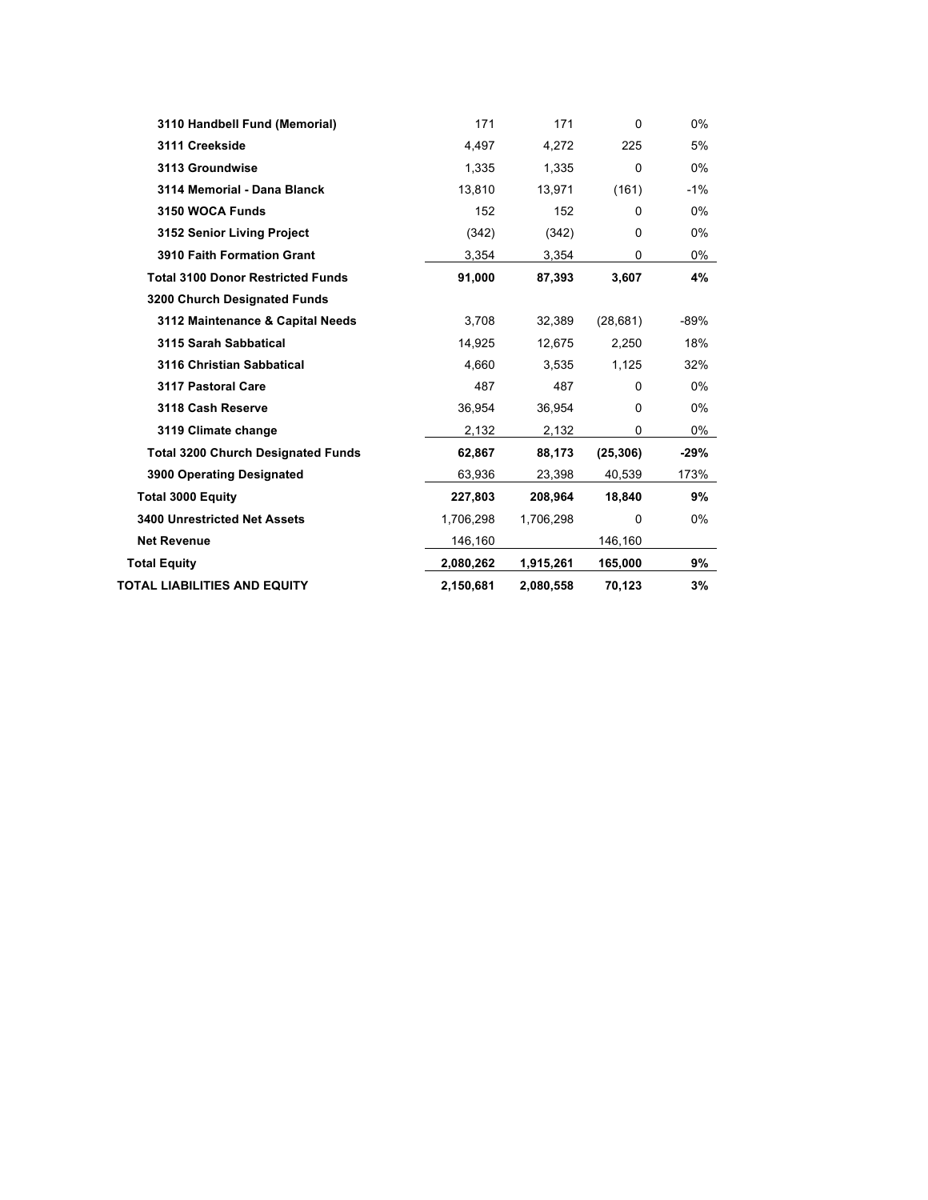| | | | | |
|---|---|---|---|---|
| **3110 Handbell Fund (Memorial)** | 171 | 171 | 0 | 0% |
| **3111 Creekside** | 4,497 | 4,272 | 225 | 5% |
| **3113 Groundwise** | 1,335 | 1,335 | 0 | 0% |
| **3114 Memorial - Dana Blanck** | 13,810 | 13,971 | (161) | -1% |
| **3150 WOCA Funds** | 152 | 152 | 0 | 0% |
| **3152 Senior Living Project** | (342) | (342) | 0 | 0% |
| **3910 Faith Formation Grant** | 3,354 | 3,354 | 0 | 0% |
| **Total 3100 Donor Restricted Funds** | **91,000** | **87,393** | **3,607** | **4%** |
| **3200 Church Designated Funds** | | | | |
| **3112 Maintenance & Capital Needs** | 3,708 | 32,389 | (28,681) | -89% |
| **3115 Sarah Sabbatical** | 14,925 | 12,675 | 2,250 | 18% |
| **3116 Christian Sabbatical** | 4,660 | 3,535 | 1,125 | 32% |
| **3117 Pastoral Care** | 487 | 487 | 0 | 0% |
| **3118 Cash Reserve** | 36,954 | 36,954 | 0 | 0% |
| **3119 Climate change** | 2,132 | 2,132 | 0 | 0% |
| **Total 3200 Church Designated Funds** | **62,867** | **88,173** | **(25,306)** | **-29%** |
| **3900 Operating Designated** | 63,936 | 23,398 | 40,539 | 173% |
| **Total 3000 Equity** | **227,803** | **208,964** | **18,840** | **9%** |
| **3400 Unrestricted Net Assets** | 1,706,298 | 1,706,298 | 0 | 0% |
| **Net Revenue** | 146,160 | | 146,160 | |
| **Total Equity** | **2,080,262** | **1,915,261** | **165,000** | **9%** |
| **TOTAL LIABILITIES AND EQUITY** | **2,150,681** | **2,080,558** | **70,123** | **3%** |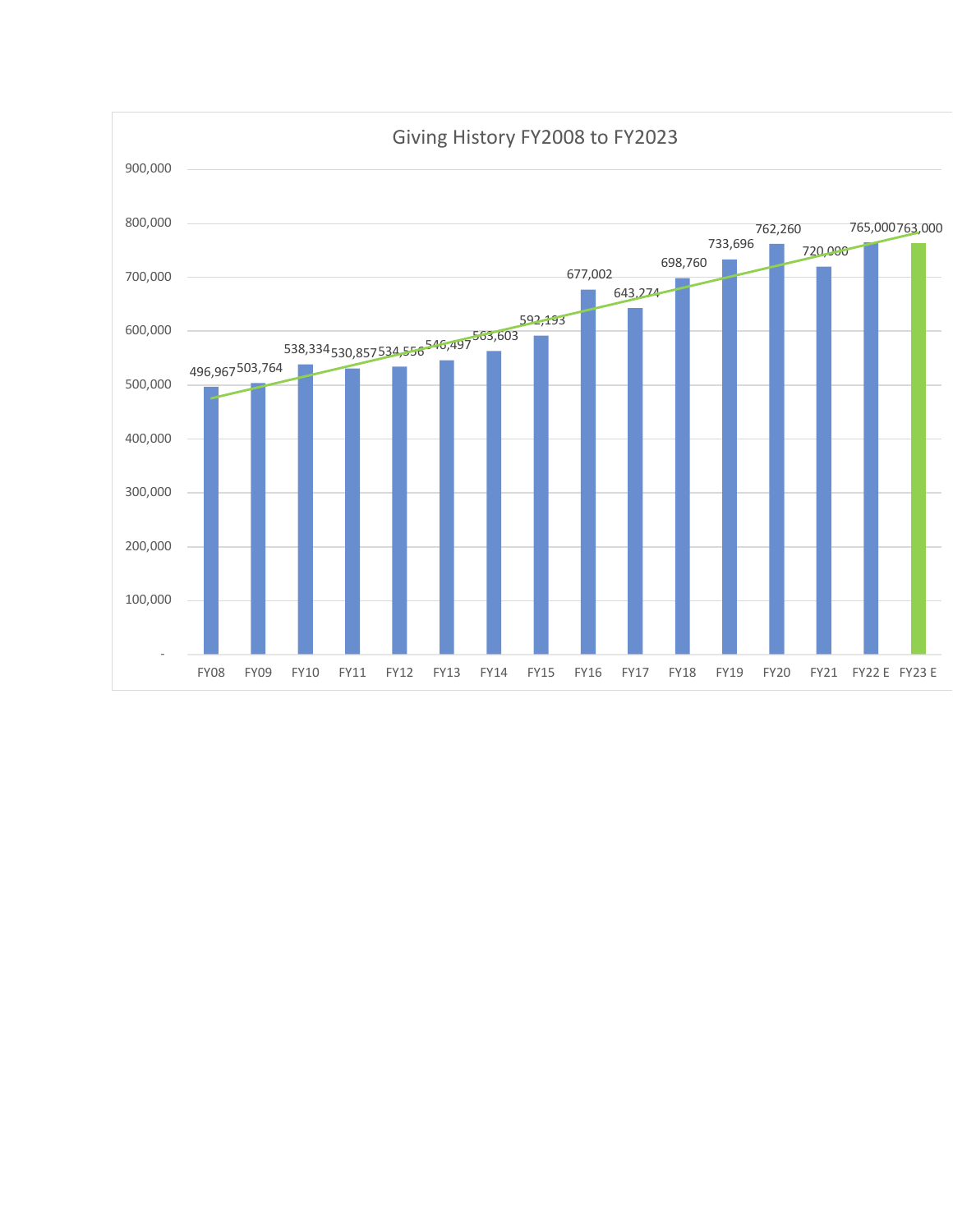Giving History FY2008 to FY2023

900,000
800,000
700,000
600,000
500,000
400,000
300,000
200,000
100,000
-

496,967 503,764 538,334 530,857 534,556 546,497 563,603 592,193 677,002 643,274 698,760 733,696 762,260 720,000 765,000 763,000

FY08 FY09 FY10 FY11 FY12 FY13 FY14 FY15 FY16 FY17 FY18 FY19 FY20 FY21 FY22 E FY23 E